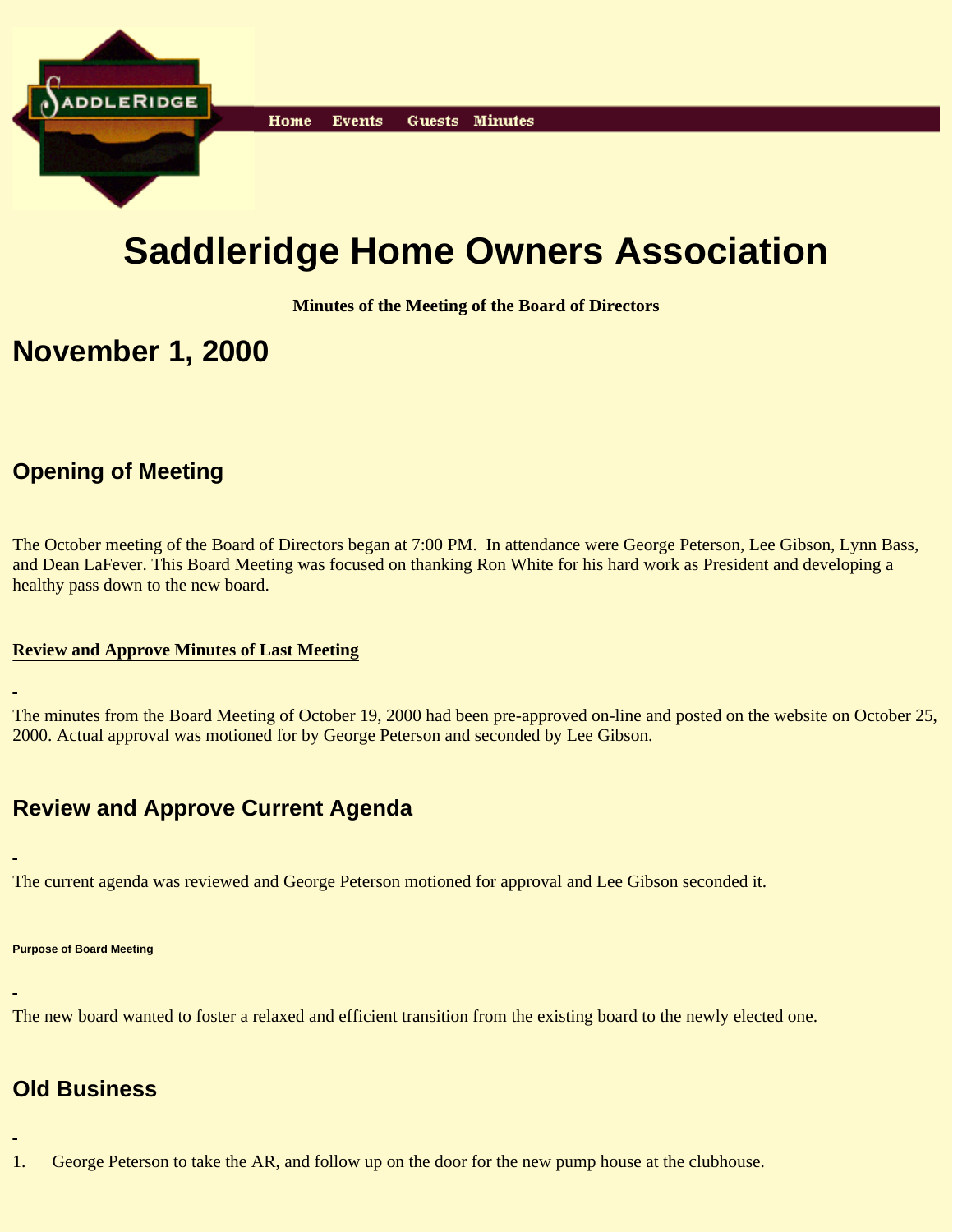SADDLERIDGE

Home Events Guests Minutes

# Saddleridge Home Owners Association

**Minutes of the Meeting of the Board of Directors**

# November 1, 2000

## Opening of Meeting

The October meeting of the Board of Directors began at 7:00 PM. In attendance were George Peterson, Lee Gibson, Lynn Bass, and Dean LaFever. This Board Meeting was focused on thanking Ron White for his hard work as President and developing a healthy pass down to the new board.

**Review and Approve Minutes of Last Meeting**

The minutes from the Board Meeting of October 19, 2000 had been pre-approved on-line and posted on the website on October 25, 2000. Actual approval was motioned for by George Peterson and seconded by Lee Gibson.

## Review and Approve Current Agenda

The current agenda was reviewed and George Peterson motioned for approval and Lee Gibson seconded it.

###### Purpose of Board Meeting

The new board wanted to foster a relaxed and efficient transition from the existing board to the newly elected one.

## Old Business

1. George Peterson to take the AR, and follow up on the door for the new pump house at the clubhouse.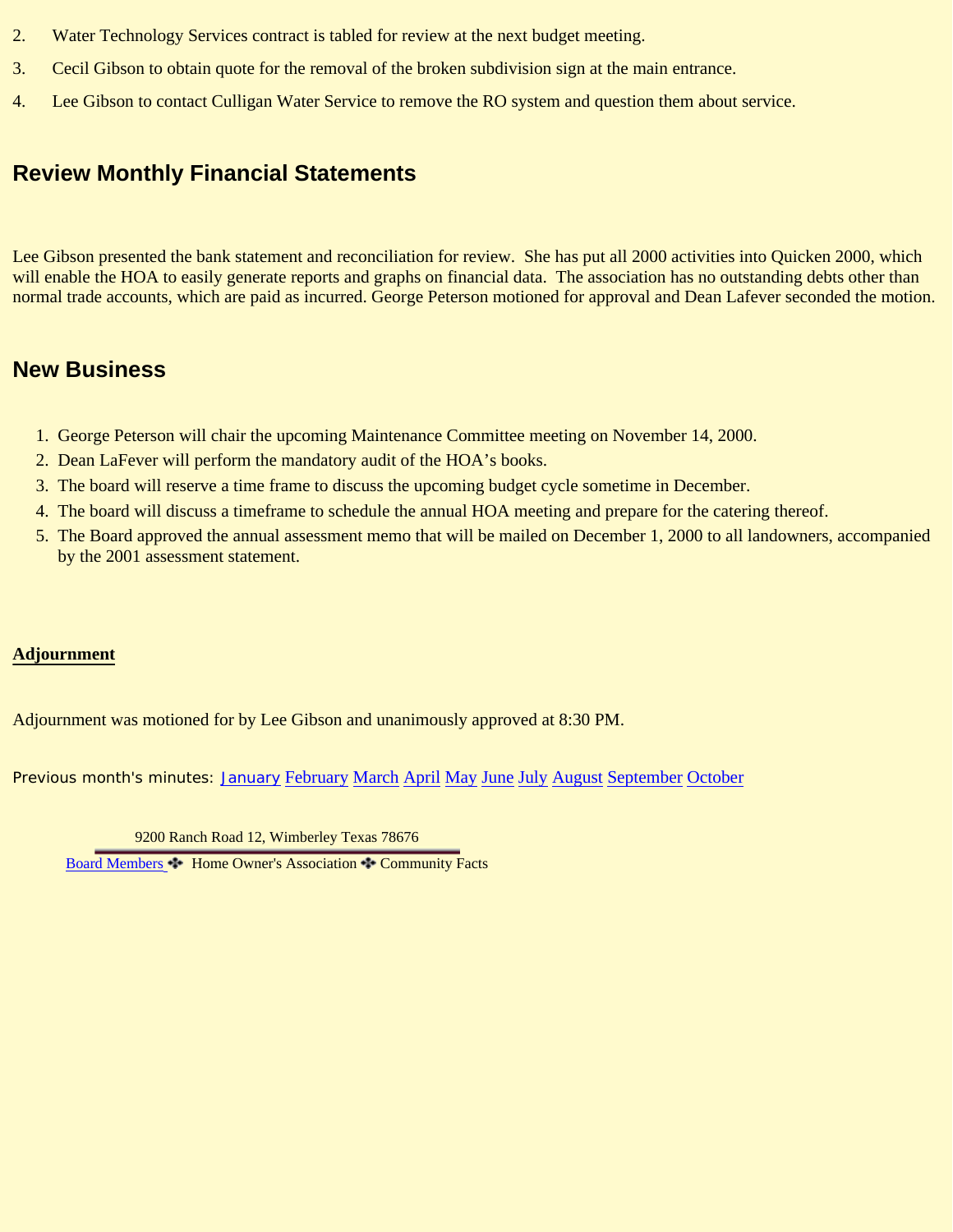2. Water Technology Services contract is tabled for review at the next budget meeting.
3. Cecil Gibson to obtain quote for the removal of the broken subdivision sign at the main entrance.
4. Lee Gibson to contact Culligan Water Service to remove the RO system and question them about service.

## Review Monthly Financial Statements

Lee Gibson presented the bank statement and reconciliation for review. She has put all 2000 activities into Quicken 2000, which will enable the HOA to easily generate reports and graphs on financial data. The association has no outstanding debts other than normal trade accounts, which are paid as incurred. George Peterson motioned for approval and Dean Lafever seconded the motion.

## New Business

1. George Peterson will chair the upcoming Maintenance Committee meeting on November 14, 2000.
2. Dean LaFever will perform the mandatory audit of the HOA's books.
3. The board will reserve a time frame to discuss the upcoming budget cycle sometime in December.
4. The board will discuss a timeframe to schedule the annual HOA meeting and prepare for the catering thereof.
5. The Board approved the annual assessment memo that will be mailed on December 1, 2000 to all landowners, accompanied by the 2001 assessment statement.

**Adjournment**

Adjournment was motioned for by Lee Gibson and unanimously approved at 8:30 PM.

Previous month's minutes: January February March April May June July August September October

9200 Ranch Road 12, Wimberley Texas 78676

Board Members ✤ Home Owner's Association ✤ Community Facts